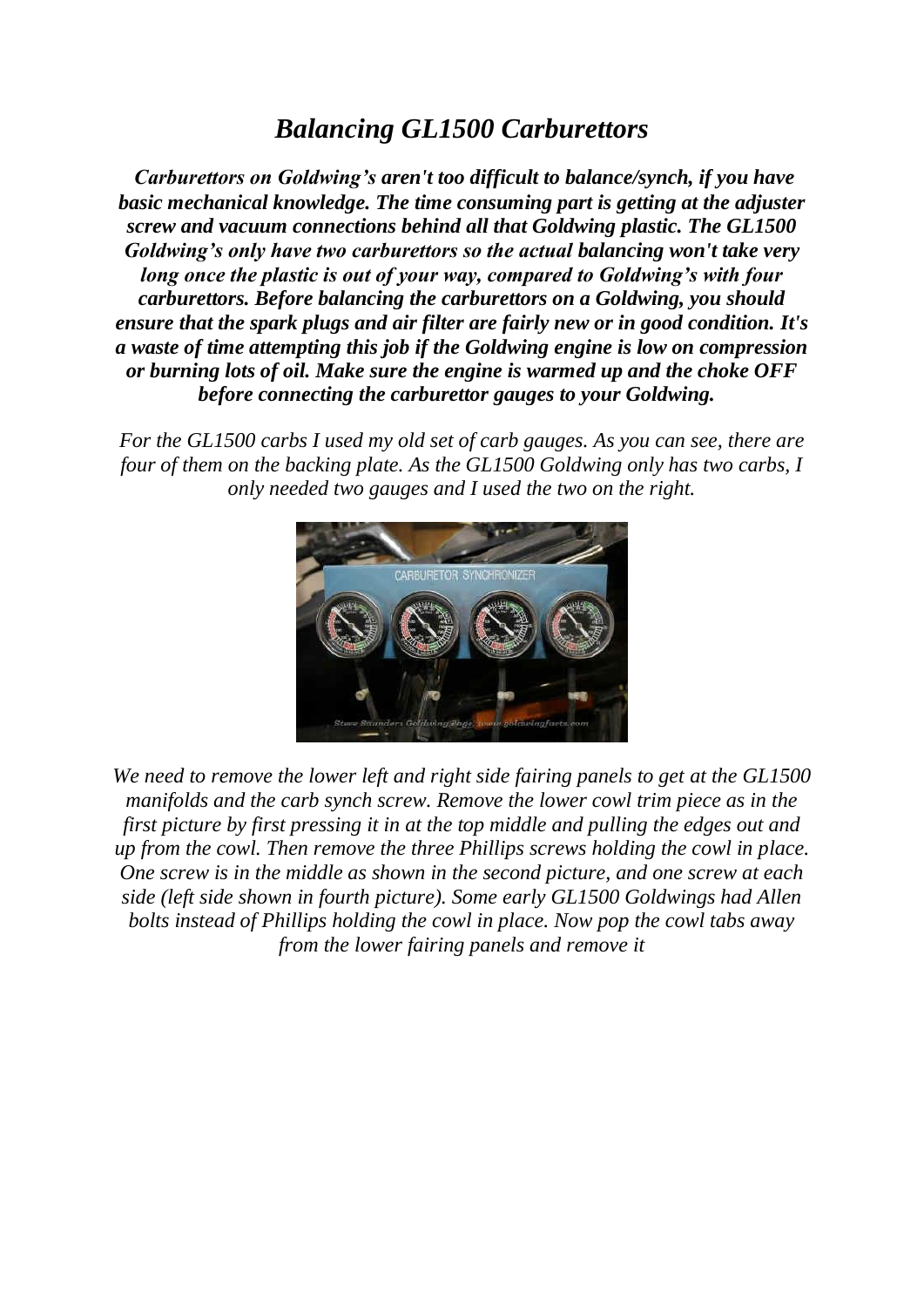# *Balancing GL1500 Carburettors*

***Carburettors on Goldwing's aren't too difficult to balance/synch, if you have basic mechanical knowledge. The time consuming part is getting at the adjuster screw and vacuum connections behind all that Goldwing plastic. The GL1500 Goldwing's only have two carburettors so the actual balancing won't take very long once the plastic is out of your way, compared to Goldwing's with four carburettors. Before balancing the carburettors on a Goldwing, you should ensure that the spark plugs and air filter are fairly new or in good condition. It's a waste of time attempting this job if the Goldwing engine is low on compression or burning lots of oil. Make sure the engine is warmed up and the choke OFF before connecting the carburettor gauges to your Goldwing.***

*For the GL1500 carbs I used my old set of carb gauges. As you can see, there are four of them on the backing plate. As the GL1500 Goldwing only has two carbs, I only needed two gauges and I used the two on the right.*

*We need to remove the lower left and right side fairing panels to get at the GL1500 manifolds and the carb synch screw. Remove the lower cowl trim piece as in the first picture by first pressing it in at the top middle and pulling the edges out and up from the cowl. Then remove the three Phillips screws holding the cowl in place. One screw is in the middle as shown in the second picture, and one screw at each side (left side shown in fourth picture). Some early GL1500 Goldwings had Allen bolts instead of Phillips holding the cowl in place. Now pop the cowl tabs away from the lower fairing panels and remove it*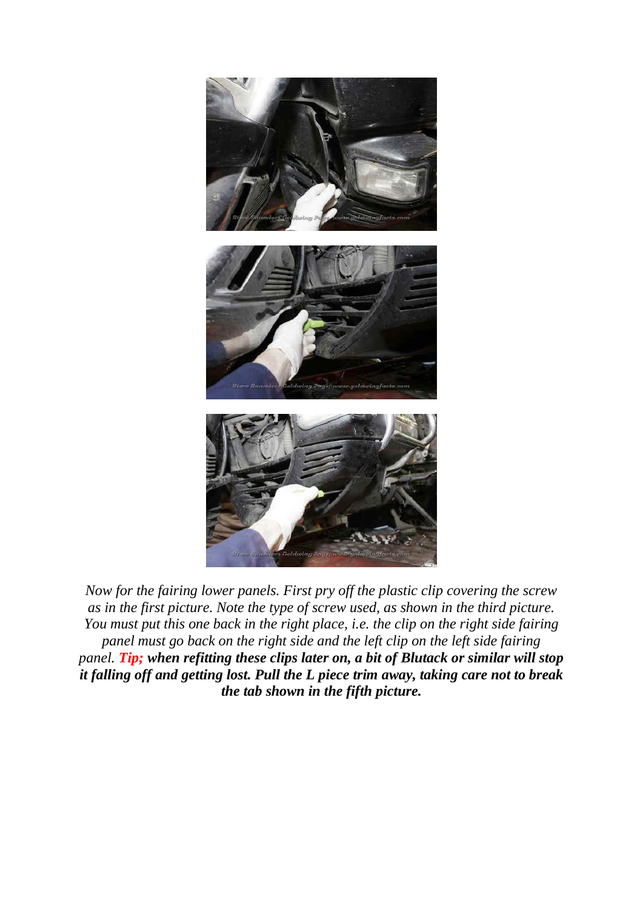*Now for the fairing lower panels. First pry off the plastic clip covering the screw as in the first picture. Note the type of screw used, as shown in the third picture. You must put this one back in the right place, i.e. the clip on the right side fairing panel must go back on the right side and the left clip on the left side fairing panel.* ***Tip;*** ***when refitting these clips later on, a bit of Blutack or similar will stop it falling off and getting lost. Pull the L piece trim away, taking care not to break the tab shown in the fifth picture.***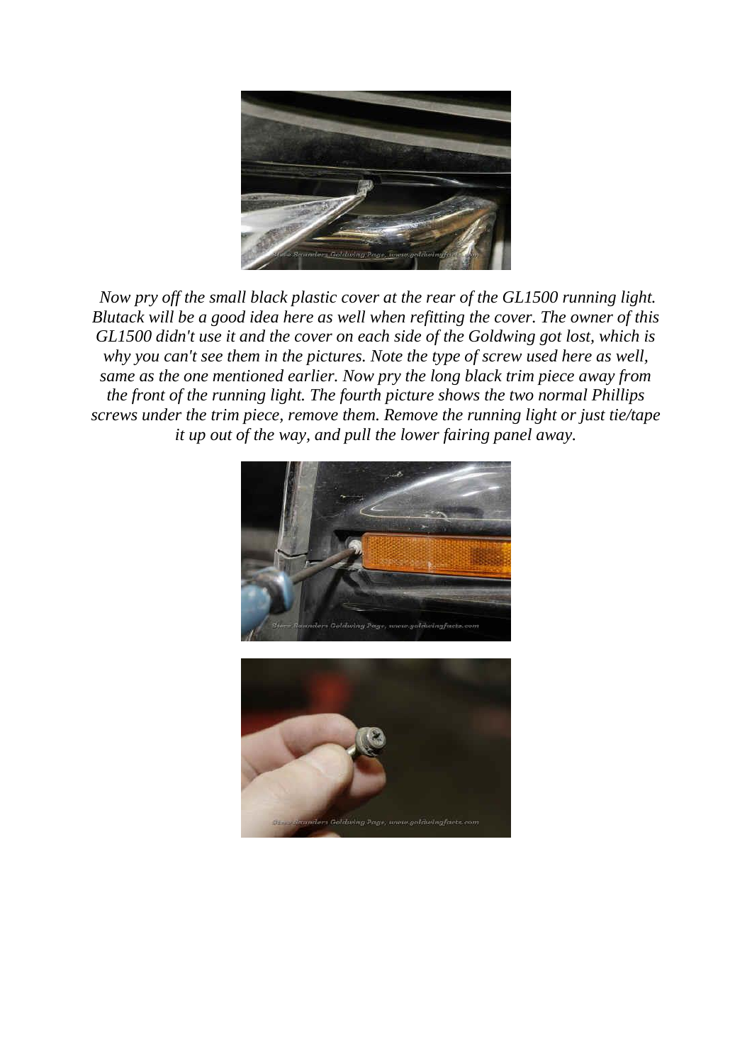*Now pry off the small black plastic cover at the rear of the GL1500 running light. Blutack will be a good idea here as well when refitting the cover. The owner of this GL1500 didn't use it and the cover on each side of the Goldwing got lost, which is why you can't see them in the pictures. Note the type of screw used here as well, same as the one mentioned earlier. Now pry the long black trim piece away from the front of the running light. The fourth picture shows the two normal Phillips screws under the trim piece, remove them. Remove the running light or just tie/tape it up out of the way, and pull the lower fairing panel away.*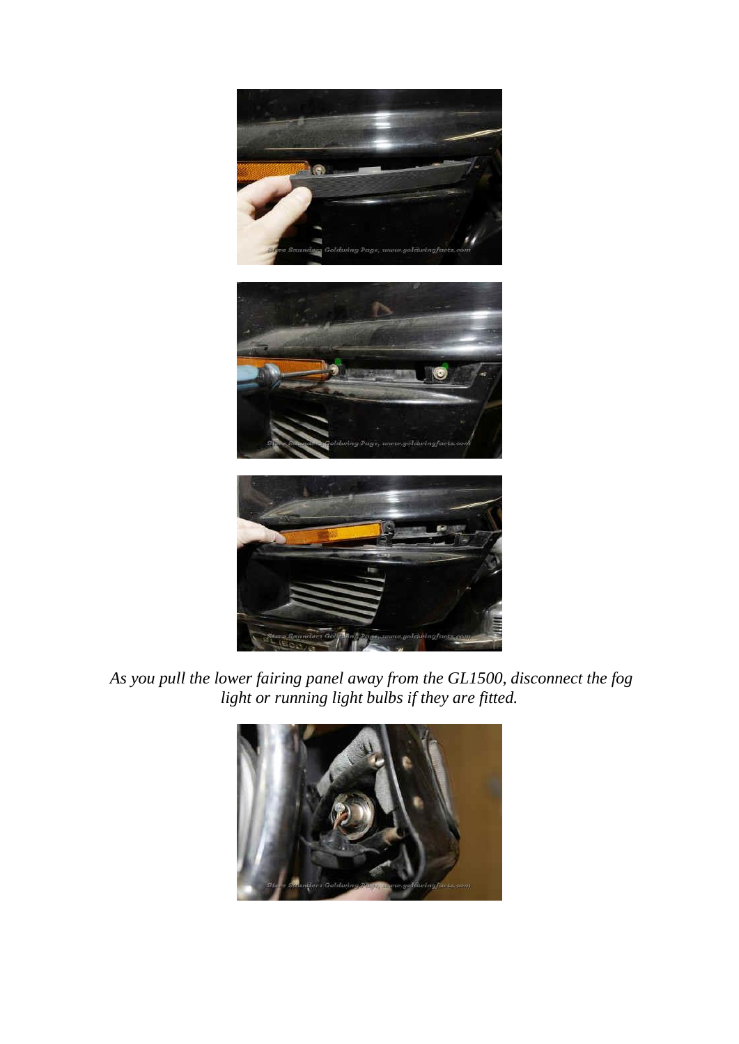*As you pull the lower fairing panel away from the GL1500, disconnect the fog light or running light bulbs if they are fitted.*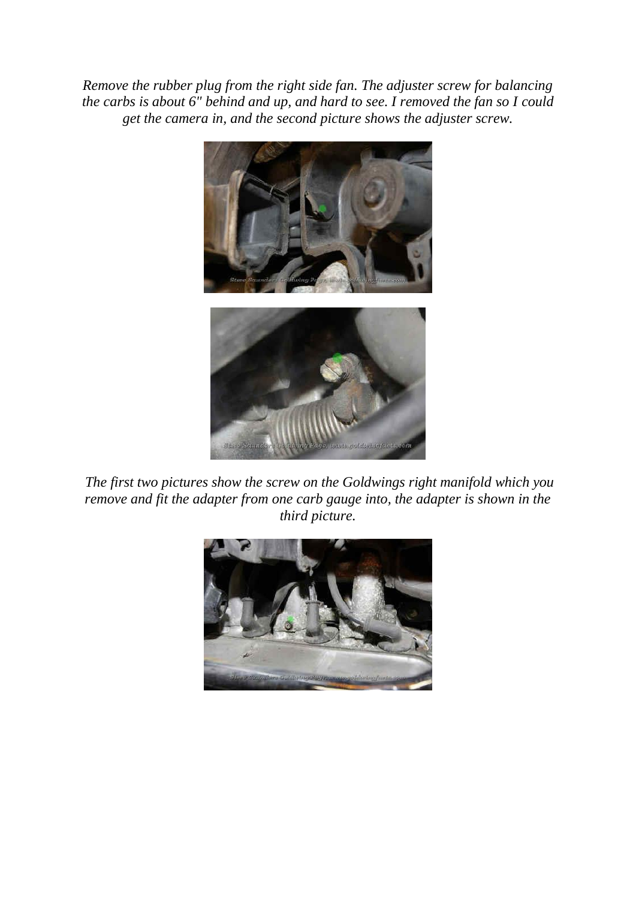*Remove the rubber plug from the right side fan. The adjuster screw for balancing the carbs is about 6" behind and up, and hard to see. I removed the fan so I could get the camera in, and the second picture shows the adjuster screw.*

*The first two pictures show the screw on the Goldwings right manifold which you remove and fit the adapter from one carb gauge into, the adapter is shown in the third picture.*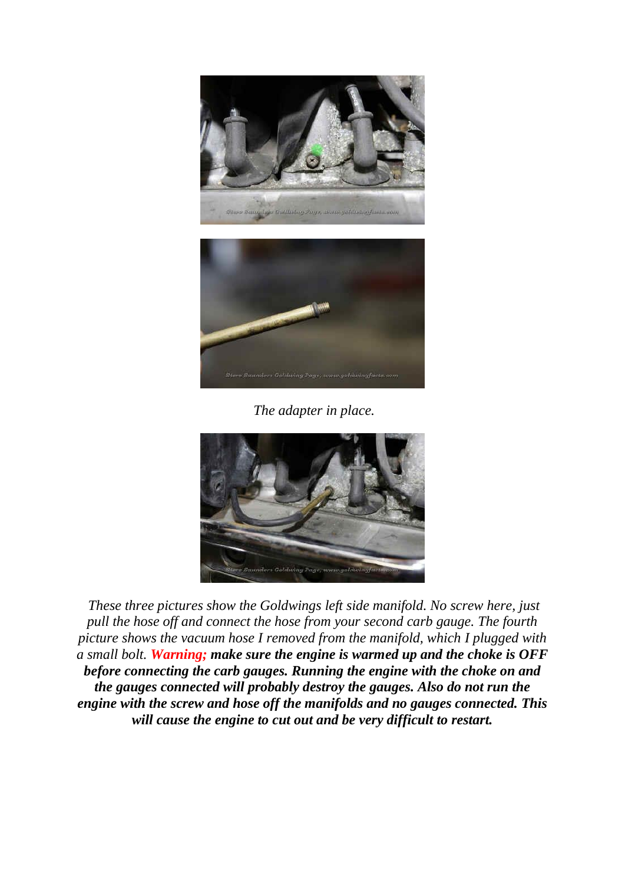*The adapter in place.*

*These three pictures show the Goldwings left side manifold. No screw here, just pull the hose off and connect the hose from your second carb gauge. The fourth picture shows the vacuum hose I removed from the manifold, which I plugged with a small bolt.* ***Warning; make sure the engine is warmed up and the choke is OFF before connecting the carb gauges. Running the engine with the choke on and the gauges connected will probably destroy the gauges. Also do not run the engine with the screw and hose off the manifolds and no gauges connected. This will cause the engine to cut out and be very difficult to restart.***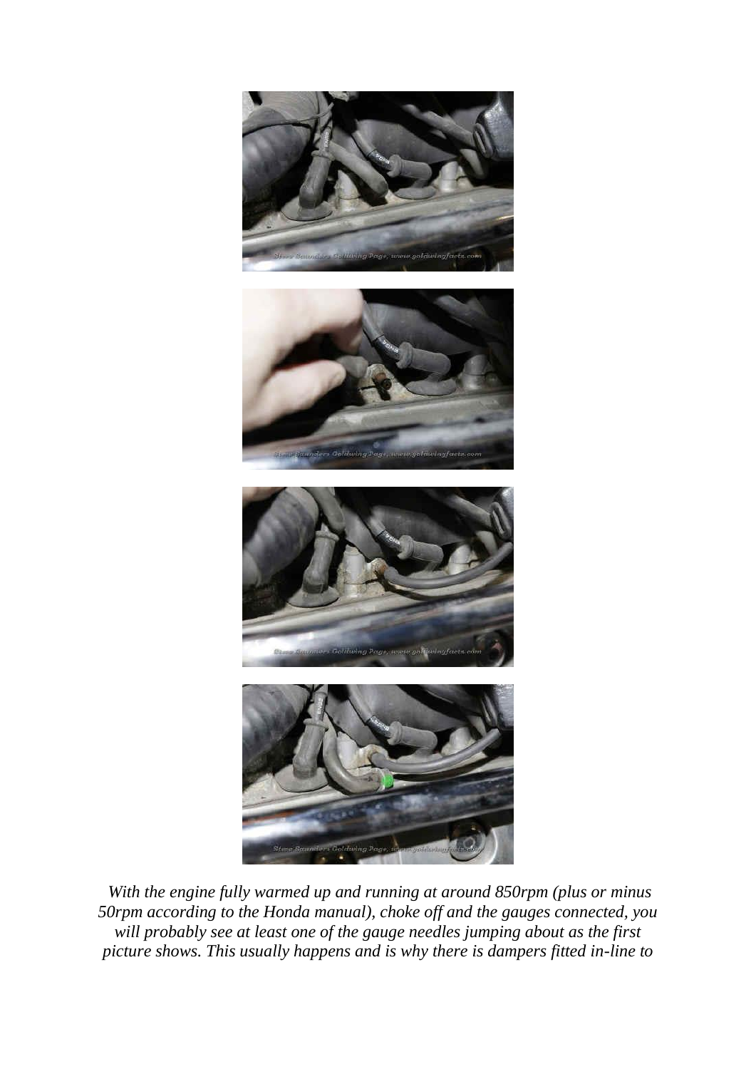*With the engine fully warmed up and running at around 850rpm (plus or minus 50rpm according to the Honda manual), choke off and the gauges connected, you will probably see at least one of the gauge needles jumping about as the first picture shows. This usually happens and is why there is dampers fitted in-line to*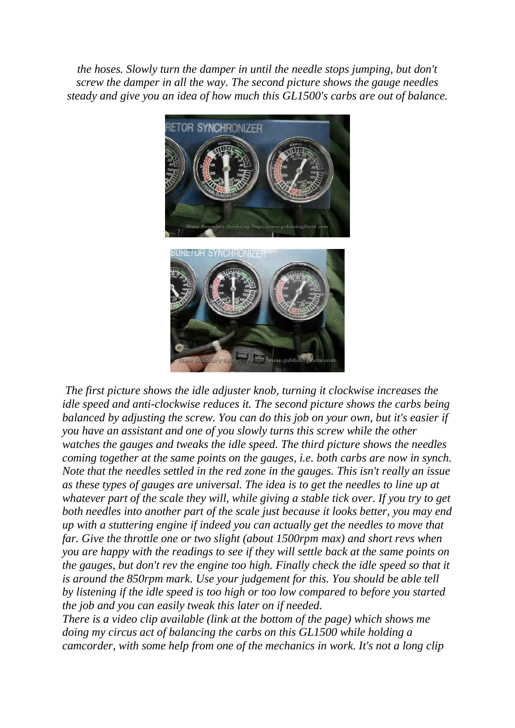*the hoses. Slowly turn the damper in until the needle stops jumping, but don't screw the damper in all the way. The second picture shows the gauge needles steady and give you an idea of how much this GL1500's carbs are out of balance.*

*The first picture shows the idle adjuster knob, turning it clockwise increases the idle speed and anti-clockwise reduces it. The second picture shows the carbs being balanced by adjusting the screw. You can do this job on your own, but it's easier if you have an assistant and one of you slowly turns this screw while the other watches the gauges and tweaks the idle speed. The third picture shows the needles coming together at the same points on the gauges, i.e. both carbs are now in synch. Note that the needles settled in the red zone in the gauges. This isn't really an issue as these types of gauges are universal. The idea is to get the needles to line up at whatever part of the scale they will, while giving a stable tick over. If you try to get both needles into another part of the scale just because it looks better, you may end up with a stuttering engine if indeed you can actually get the needles to move that far. Give the throttle one or two slight (about 1500rpm max) and short revs when you are happy with the readings to see if they will settle back at the same points on the gauges, but don't rev the engine too high. Finally check the idle speed so that it is around the 850rpm mark. Use your judgement for this. You should be able tell by listening if the idle speed is too high or too low compared to before you started the job and you can easily tweak this later on if needed.*

*There is a video clip available (link at the bottom of the page) which shows me doing my circus act of balancing the carbs on this GL1500 while holding a camcorder, with some help from one of the mechanics in work. It's not a long clip*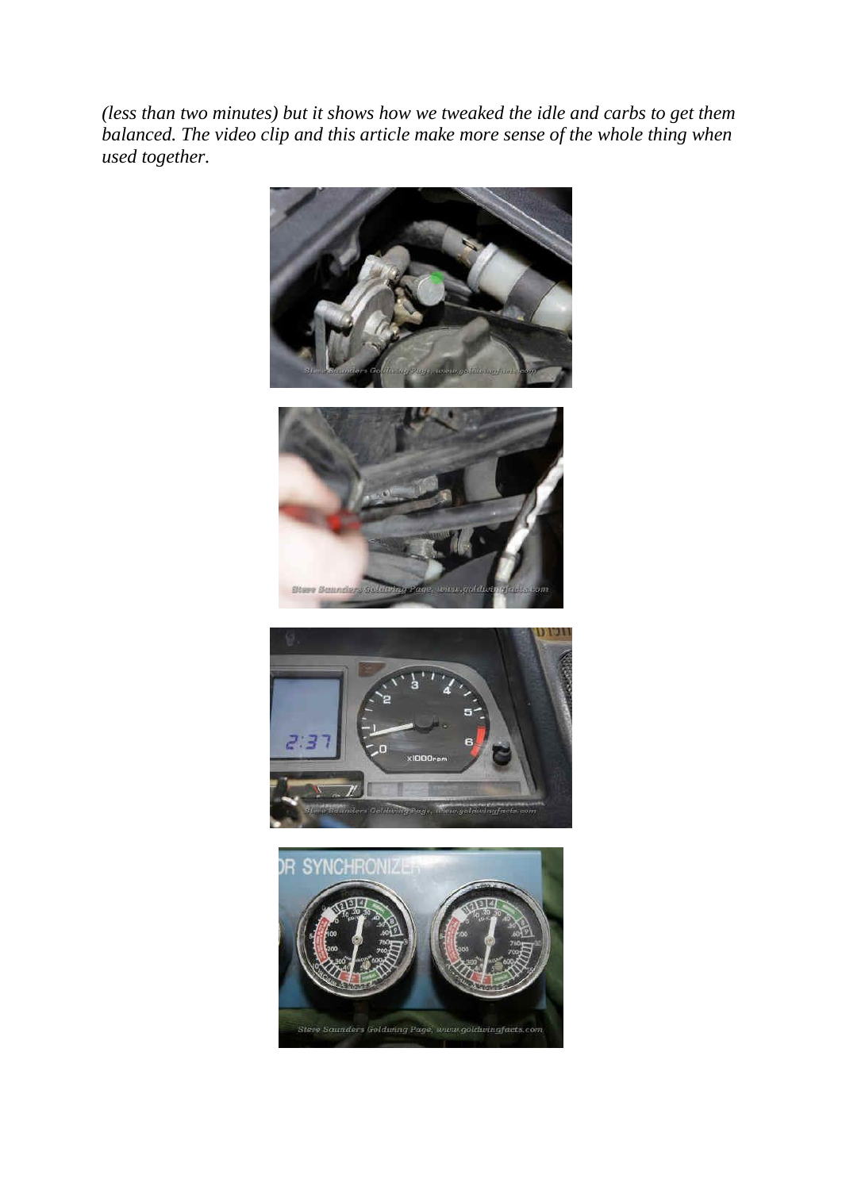*(less than two minutes) but it shows how we tweaked the idle and carbs to get them balanced. The video clip and this article make more sense of the whole thing when used together.*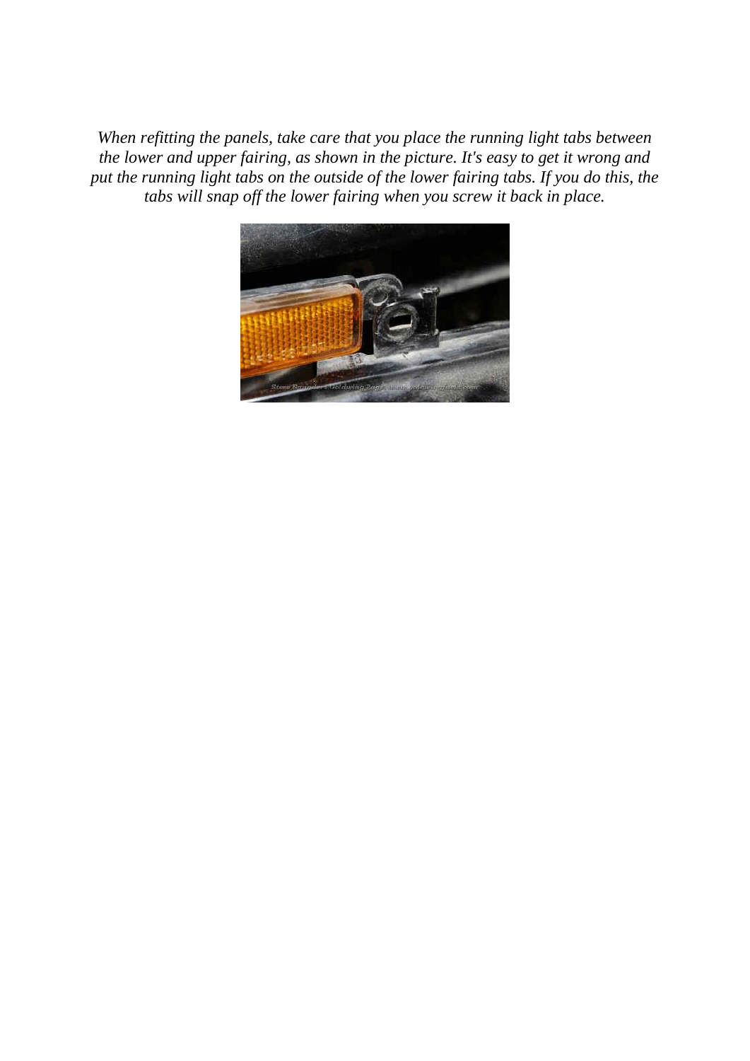*When refitting the panels, take care that you place the running light tabs between the lower and upper fairing, as shown in the picture. It's easy to get it wrong and put the running light tabs on the outside of the lower fairing tabs. If you do this, the tabs will snap off the lower fairing when you screw it back in place.*